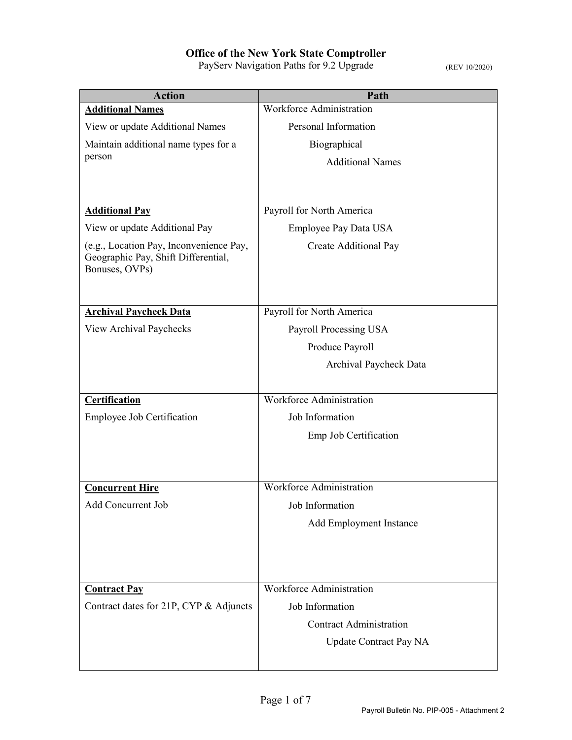**Office of the New York State Comptroller**

PayServ Navigation Paths for 9.2 Upgrade (REV 10/2020)

| Action | Path |
| --- | --- |
| **Additional Names**<br>View or update Additional Names<br>Maintain additional name types for a person | Workforce Administration<br>Personal Information<br>Biographical<br>Additional Names |
| **Additional Pay**<br>View or update Additional Pay<br>(e.g., Location Pay, Inconvenience Pay, Geographic Pay, Shift Differential, Bonuses, OVPs) | Payroll for North America<br>Employee Pay Data USA<br>Create Additional Pay |
| **Archival Paycheck Data**<br>View Archival Paychecks | Payroll for North America<br>Payroll Processing USA<br>Produce Payroll<br>Archival Paycheck Data |
| **Certification**<br>Employee Job Certification | Workforce Administration<br>Job Information<br>Emp Job Certification |
| **Concurrent Hire**<br>Add Concurrent Job | Workforce Administration<br>Job Information<br>Add Employment Instance |
| **Contract Pay**<br>Contract dates for 21P, CYP & Adjuncts | Workforce Administration<br>Job Information<br>Contract Administration<br>Update Contract Pay NA |

Payroll Bulletin No. PIP-005 - Attachment 2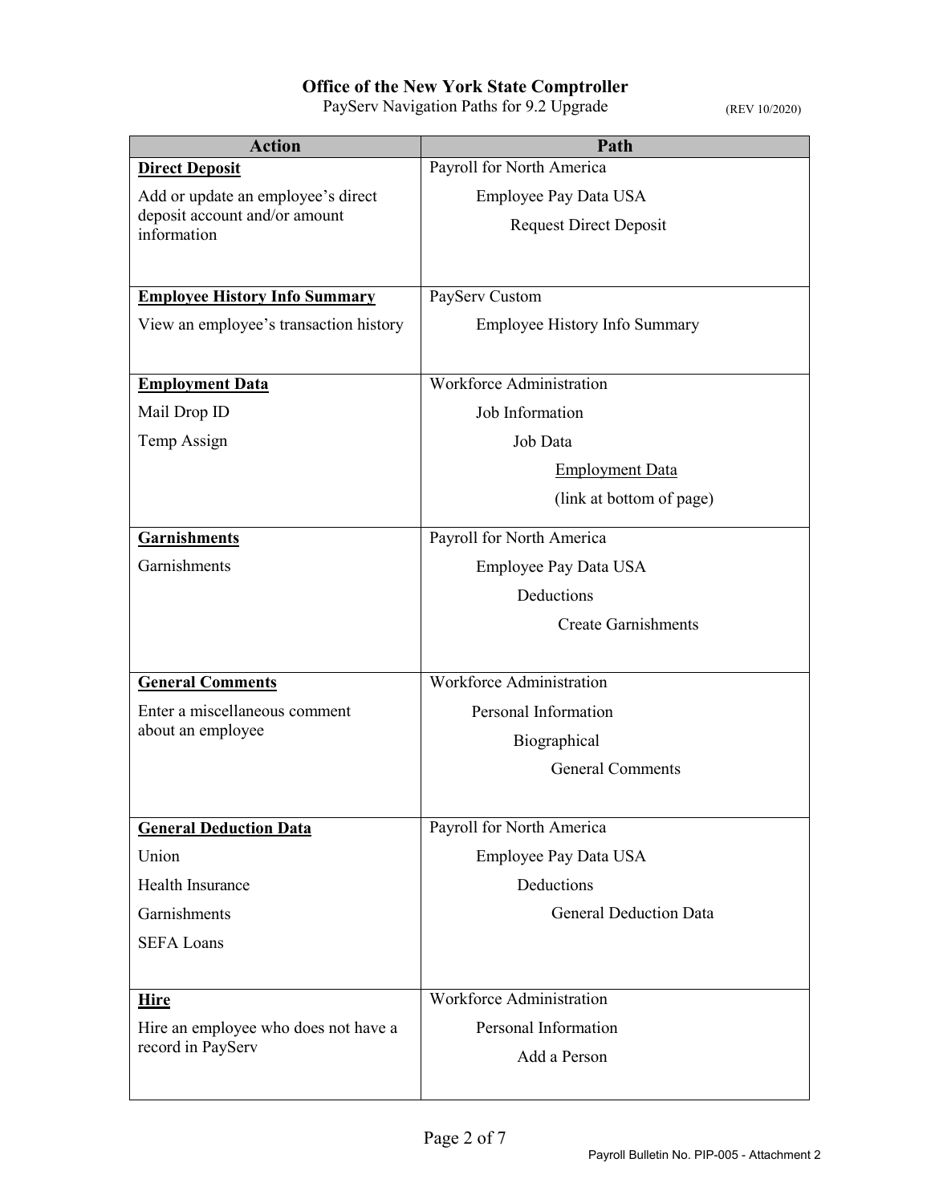**Office of the New York State Comptroller**

PayServ Navigation Paths for 9.2 Upgrade (REV 10/2020)

| Action | Path |
|---|---|
| **Direct Deposit**<br>Add or update an employee's direct deposit account and/or amount information | Payroll for North America<br>Employee Pay Data USA<br>Request Direct Deposit |
| **Employee History Info Summary**<br>View an employee's transaction history | PayServ Custom<br>Employee History Info Summary |
| **Employment Data**<br>Mail Drop ID<br>Temp Assign | Workforce Administration<br>Job Information<br>Job Data<br>Employment Data<br>(link at bottom of page) |
| **Garnishments**<br>Garnishments | Payroll for North America<br>Employee Pay Data USA<br>Deductions<br>Create Garnishments |
| **General Comments**<br>Enter a miscellaneous comment about an employee | Workforce Administration<br>Personal Information<br>Biographical<br>General Comments |
| **General Deduction Data**<br>Union<br>Health Insurance<br>Garnishments<br>SEFA Loans | Payroll for North America<br>Employee Pay Data USA<br>Deductions<br>General Deduction Data |
| **Hire**<br>Hire an employee who does not have a record in PayServ | Workforce Administration<br>Personal Information<br>Add a Person |

Payroll Bulletin No. PIP-005 - Attachment 2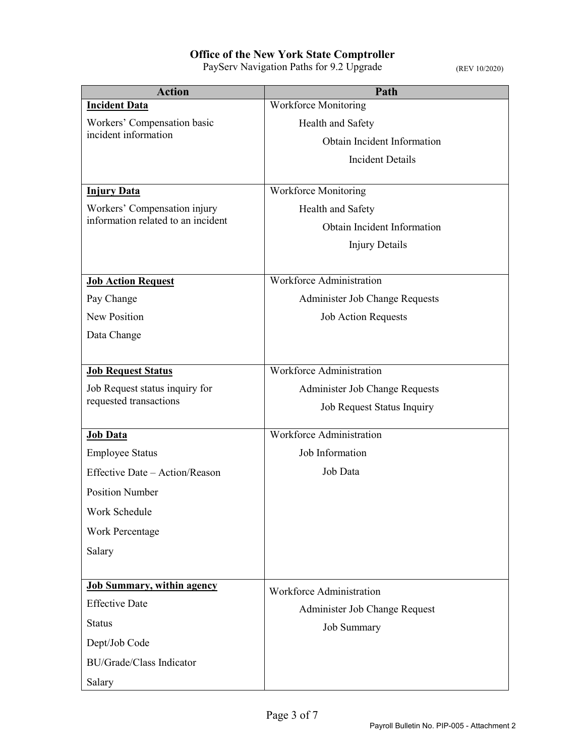**Office of the New York State Comptroller**

PayServ Navigation Paths for 9.2 Upgrade (REV 10/2020)

| Action | Path |
|---|---|
| **Incident Data**<br>Workers' Compensation basic incident information | Workforce Monitoring<br>Health and Safety<br>Obtain Incident Information<br>Incident Details |
| **Injury Data**<br>Workers' Compensation injury information related to an incident | Workforce Monitoring<br>Health and Safety<br>Obtain Incident Information<br>Injury Details |
| **Job Action Request**<br>Pay Change<br>New Position<br>Data Change | Workforce Administration<br>Administer Job Change Requests<br>Job Action Requests |
| **Job Request Status**<br>Job Request status inquiry for requested transactions | Workforce Administration<br>Administer Job Change Requests<br>Job Request Status Inquiry |
| **Job Data**<br>Employee Status<br>Effective Date – Action/Reason<br>Position Number<br>Work Schedule<br>Work Percentage<br>Salary | Workforce Administration<br>Job Information<br>Job Data |
| **Job Summary, within agency**<br>Effective Date<br>Status<br>Dept/Job Code<br>BU/Grade/Class Indicator<br>Salary | Workforce Administration<br>Administer Job Change Request<br>Job Summary |

Payroll Bulletin No. PIP-005 - Attachment 2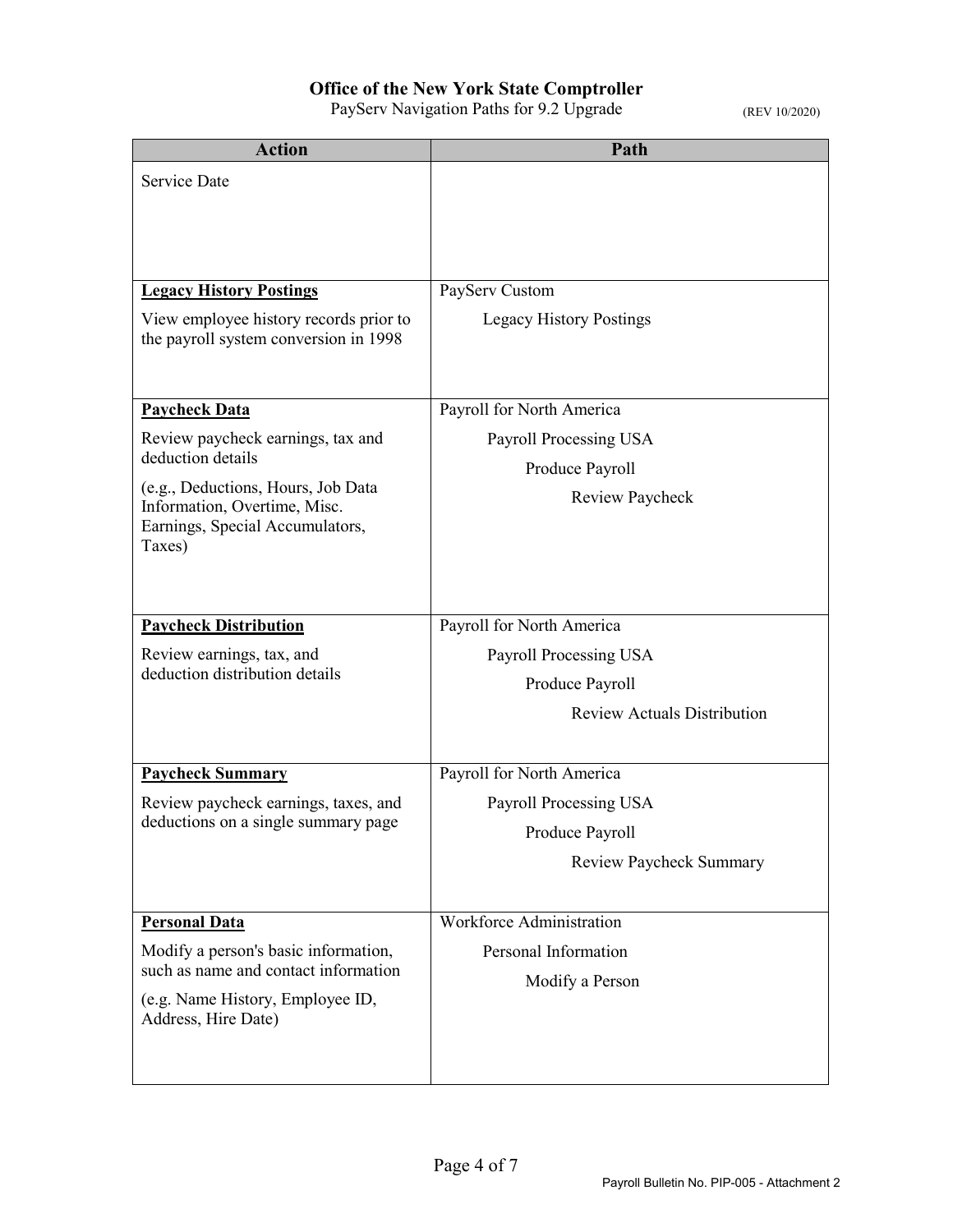# Office of the New York State Comptroller

PayServ Navigation Paths for 9.2 Upgrade (REV 10/2020)

| Action | Path |
|---|---|
| Service Date | |
| **Legacy History Postings**<br><br>View employee history records prior to the payroll system conversion in 1998 | PayServ Custom<br>Legacy History Postings |
| **Paycheck Data**<br><br>Review paycheck earnings, tax and deduction details<br><br>(e.g., Deductions, Hours, Job Data Information, Overtime, Misc. Earnings, Special Accumulators, Taxes) | Payroll for North America<br>Payroll Processing USA<br>Produce Payroll<br>Review Paycheck |
| **Paycheck Distribution**<br><br>Review earnings, tax, and deduction distribution details | Payroll for North America<br>Payroll Processing USA<br>Produce Payroll<br>Review Actuals Distribution |
| **Paycheck Summary**<br><br>Review paycheck earnings, taxes, and deductions on a single summary page | Payroll for North America<br>Payroll Processing USA<br>Produce Payroll<br>Review Paycheck Summary |
| **Personal Data**<br><br>Modify a person's basic information, such as name and contact information<br><br>(e.g. Name History, Employee ID, Address, Hire Date) | Workforce Administration<br>Personal Information<br>Modify a Person |

Payroll Bulletin No. PIP-005 - Attachment 2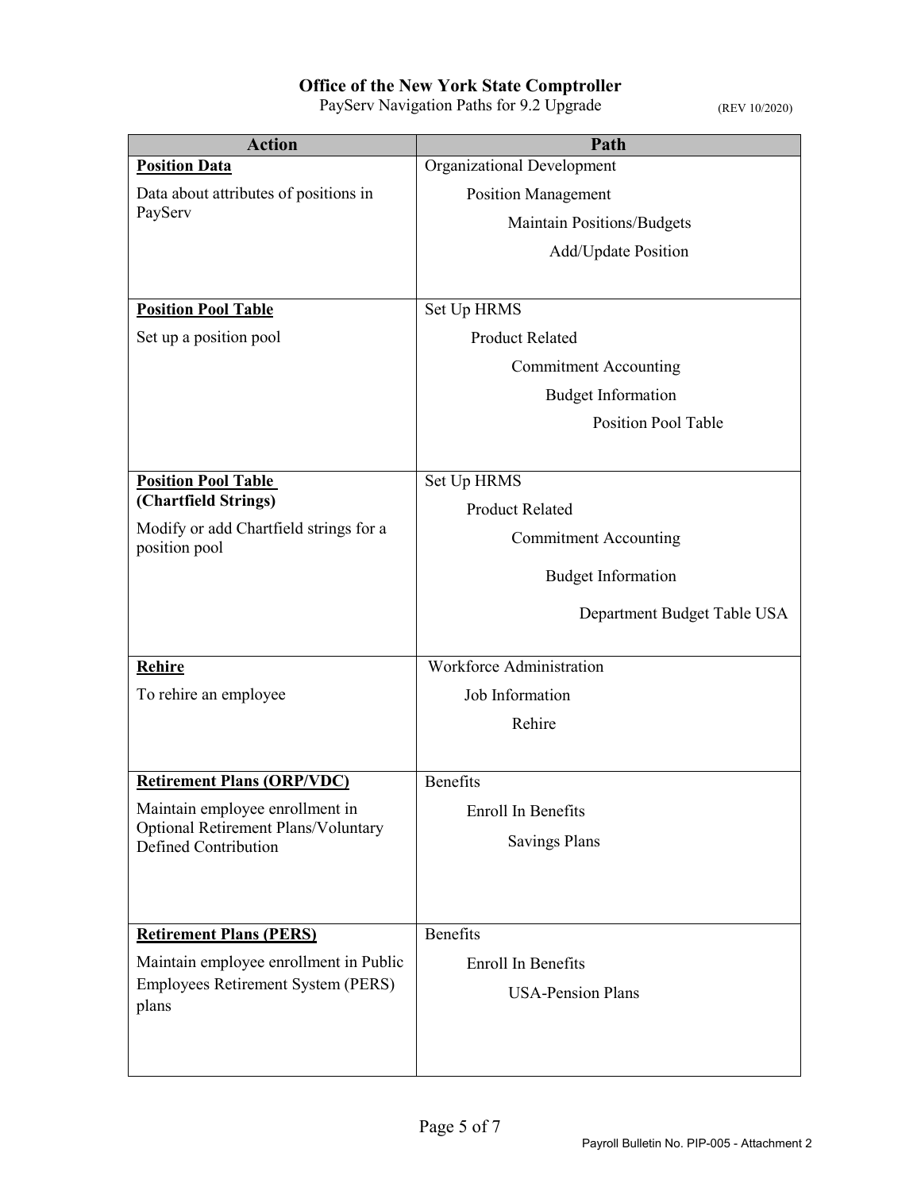**Office of the New York State Comptroller**
PayServ Navigation Paths for 9.2 Upgrade (REV 10/2020)

| Action | Path |
|---|---|
| **Position Data**<br>Data about attributes of positions in PayServ | Organizational Development<br>Position Management<br>Maintain Positions/Budgets<br>Add/Update Position |
| **Position Pool Table**<br>Set up a position pool | Set Up HRMS<br>Product Related<br>Commitment Accounting<br>Budget Information<br>Position Pool Table |
| **Position Pool Table (Chartfield Strings)**<br>Modify or add Chartfield strings for a position pool | Set Up HRMS<br>Product Related<br>Commitment Accounting<br>Budget Information<br>Department Budget Table USA |
| **Rehire**<br>To rehire an employee | Workforce Administration<br>Job Information<br>Rehire |
| **Retirement Plans (ORP/VDC)**<br>Maintain employee enrollment in Optional Retirement Plans/Voluntary Defined Contribution | Benefits<br>Enroll In Benefits<br>Savings Plans |
| **Retirement Plans (PERS)**<br>Maintain employee enrollment in Public Employees Retirement System (PERS) plans | Benefits<br>Enroll In Benefits<br>USA-Pension Plans |

Payroll Bulletin No. PIP-005 - Attachment 2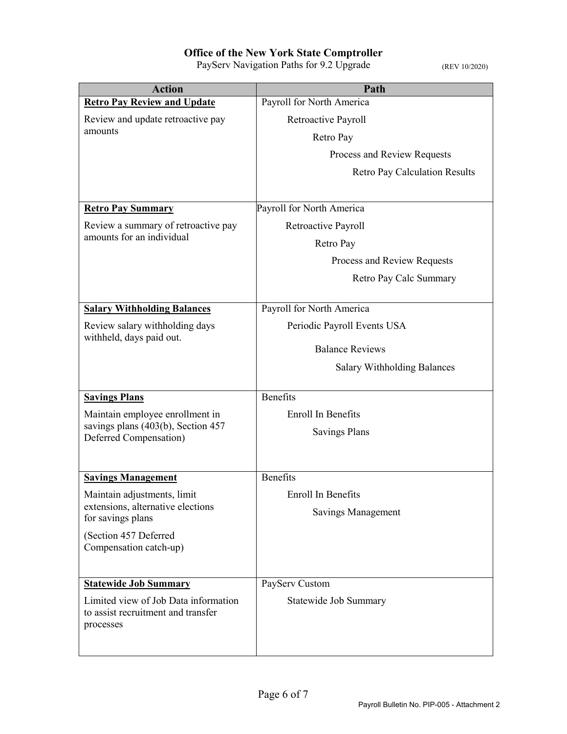**Office of the New York State Comptroller**

PayServ Navigation Paths for 9.2 Upgrade (REV 10/2020)

| Action | Path |
|---|---|
| **Retro Pay Review and Update**<br>Review and update retroactive pay amounts | Payroll for North America<br>Retroactive Payroll<br>Retro Pay<br>Process and Review Requests<br>Retro Pay Calculation Results |
| **Retro Pay Summary**<br>Review a summary of retroactive pay amounts for an individual | Payroll for North America<br>Retroactive Payroll<br>Retro Pay<br>Process and Review Requests<br>Retro Pay Calc Summary |
| **Salary Withholding Balances**<br>Review salary withholding days withheld, days paid out. | Payroll for North America<br>Periodic Payroll Events USA<br>Balance Reviews<br>Salary Withholding Balances |
| **Savings Plans**<br>Maintain employee enrollment in savings plans (403(b), Section 457 Deferred Compensation) | Benefits<br>Enroll In Benefits<br>Savings Plans |
| **Savings Management**<br>Maintain adjustments, limit extensions, alternative elections for savings plans<br>(Section 457 Deferred Compensation catch-up) | Benefits<br>Enroll In Benefits<br>Savings Management |
| **Statewide Job Summary**<br>Limited view of Job Data information to assist recruitment and transfer processes | PayServ Custom<br>Statewide Job Summary |

Payroll Bulletin No. PIP-005 - Attachment 2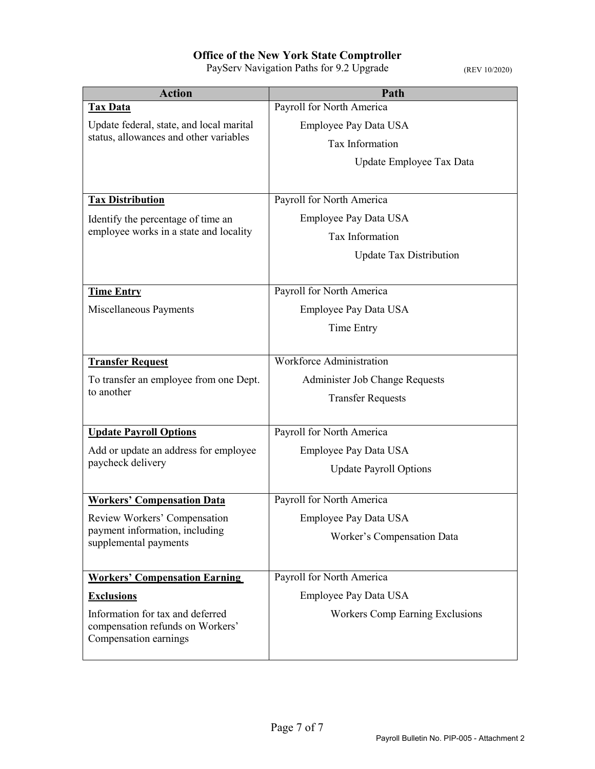**Office of the New York State Comptroller**

PayServ Navigation Paths for 9.2 Upgrade (REV 10/2020)

| Action | Path |
|---|---|
| **Tax Data**<br><br>Update federal, state, and local marital status, allowances and other variables | Payroll for North America<br>Employee Pay Data USA<br>Tax Information<br>Update Employee Tax Data |
| **Tax Distribution**<br><br>Identify the percentage of time an employee works in a state and locality | Payroll for North America<br>Employee Pay Data USA<br>Tax Information<br>Update Tax Distribution |
| **Time Entry**<br><br>Miscellaneous Payments | Payroll for North America<br>Employee Pay Data USA<br>Time Entry |
| **Transfer Request**<br><br>To transfer an employee from one Dept. to another | Workforce Administration<br>Administer Job Change Requests<br>Transfer Requests |
| **Update Payroll Options**<br><br>Add or update an address for employee paycheck delivery | Payroll for North America<br>Employee Pay Data USA<br>Update Payroll Options |
| **Workers' Compensation Data**<br><br>Review Workers' Compensation payment information, including supplemental payments | Payroll for North America<br>Employee Pay Data USA<br>Worker's Compensation Data |
| **Workers' Compensation Earning Exclusions**<br><br>Information for tax and deferred compensation refunds on Workers' Compensation earnings | Payroll for North America<br>Employee Pay Data USA<br>Workers Comp Earning Exclusions |

Payroll Bulletin No. PIP-005 - Attachment 2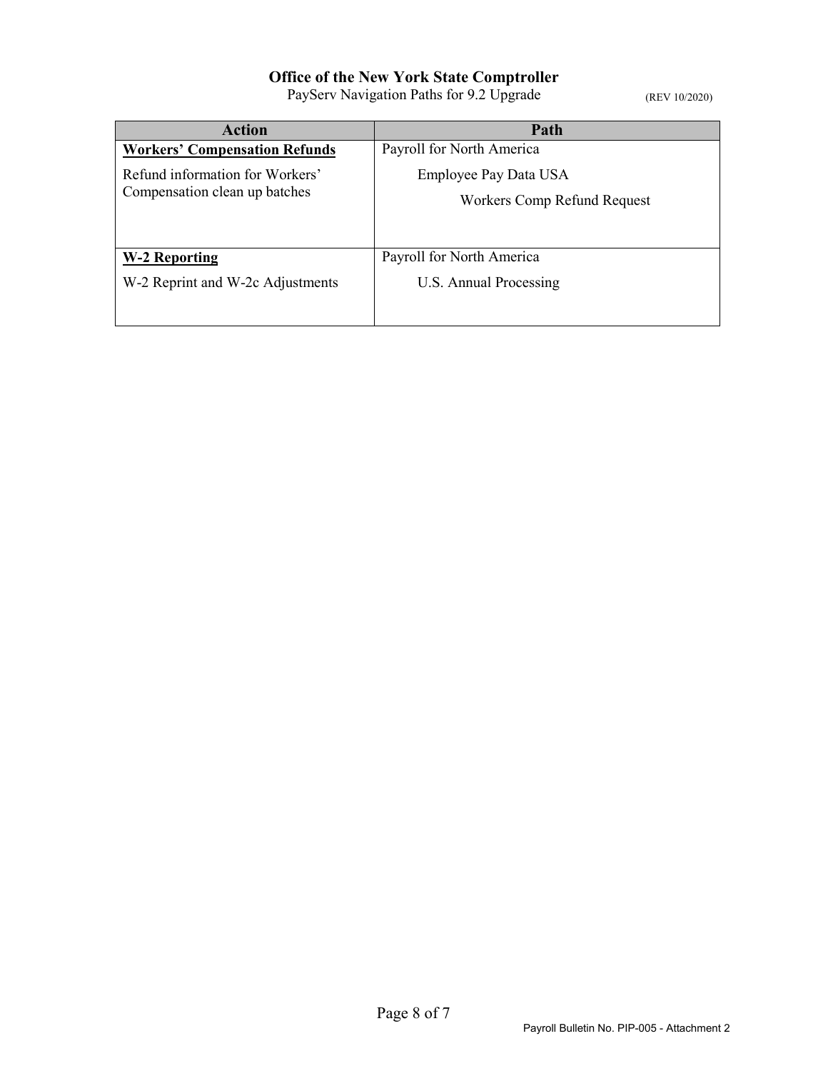| Action | Path |
| --- | --- |
| **Workers' Compensation Refunds**<br><br>Refund information for Workers' Compensation clean up batches | Payroll for North America<br><br>Employee Pay Data USA<br><br>Workers Comp Refund Request |
| **W-2 Reporting**<br><br>W-2 Reprint and W-2c Adjustments | Payroll for North America<br><br>U.S. Annual Processing |